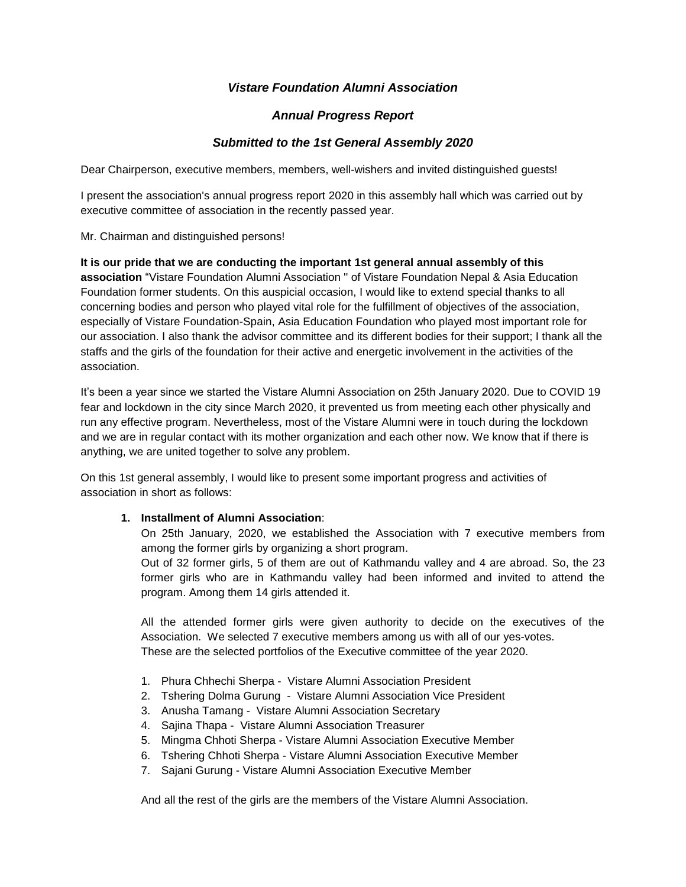# *Vistare Foundation Alumni Association*

## *Annual Progress Report*

## *Submitted to the 1st General Assembly 2020*

Dear Chairperson, executive members, members, well-wishers and invited distinguished guests!

I present the association's annual progress report 2020 in this assembly hall which was carried out by executive committee of association in the recently passed year.

Mr. Chairman and distinguished persons!

**It is our pride that we are conducting the important 1st general annual assembly of this association** "Vistare Foundation Alumni Association '' of Vistare Foundation Nepal & Asia Education Foundation former students. On this auspicial occasion, I would like to extend special thanks to all concerning bodies and person who played vital role for the fulfillment of objectives of the association, especially of Vistare Foundation-Spain, Asia Education Foundation who played most important role for our association. I also thank the advisor committee and its different bodies for their support; I thank all the staffs and the girls of the foundation for their active and energetic involvement in the activities of the association.

It's been a year since we started the Vistare Alumni Association on 25th January 2020. Due to COVID 19 fear and lockdown in the city since March 2020, it prevented us from meeting each other physically and run any effective program. Nevertheless, most of the Vistare Alumni were in touch during the lockdown and we are in regular contact with its mother organization and each other now. We know that if there is anything, we are united together to solve any problem.

On this 1st general assembly, I would like to present some important progress and activities of association in short as follows:

1. **Installment of Alumni Association**:
   On 25th January, 2020, we established the Association with 7 executive members from among the former girls by organizing a short program.
   Out of 32 former girls, 5 of them are out of Kathmandu valley and 4 are abroad. So, the 23 former girls who are in Kathmandu valley had been informed and invited to attend the program. Among them 14 girls attended it.

   All the attended former girls were given authority to decide on the executives of the Association. We selected 7 executive members among us with all of our yes-votes.
   These are the selected portfolios of the Executive committee of the year 2020.

   1. Phura Chhechi Sherpa - Vistare Alumni Association President
   2. Tshering Dolma Gurung - Vistare Alumni Association Vice President
   3. Anusha Tamang - Vistare Alumni Association Secretary
   4. Sajina Thapa - Vistare Alumni Association Treasurer
   5. Mingma Chhoti Sherpa - Vistare Alumni Association Executive Member
   6. Tshering Chhoti Sherpa - Vistare Alumni Association Executive Member
   7. Sajani Gurung - Vistare Alumni Association Executive Member

   And all the rest of the girls are the members of the Vistare Alumni Association.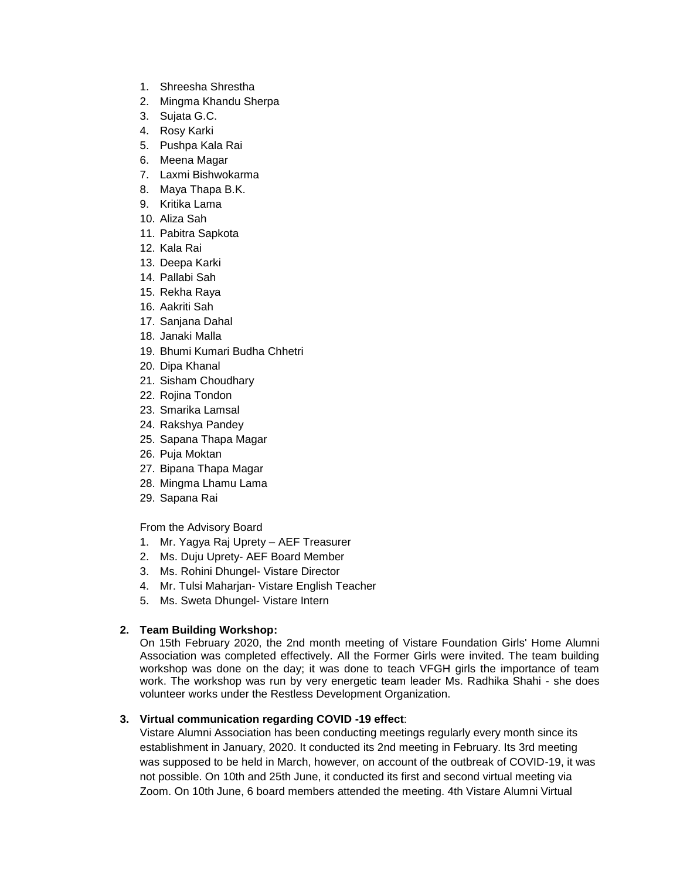1. Shreesha Shrestha
2. Mingma Khandu Sherpa
3. Sujata G.C.
4. Rosy Karki
5. Pushpa Kala Rai
6. Meena Magar
7. Laxmi Bishwokarma
8. Maya Thapa B.K.
9. Kritika Lama
10. Aliza Sah
11. Pabitra Sapkota
12. Kala Rai
13. Deepa Karki
14. Pallabi Sah
15. Rekha Raya
16. Aakriti Sah
17. Sanjana Dahal
18. Janaki Malla
19. Bhumi Kumari Budha Chhetri
20. Dipa Khanal
21. Sisham Choudhary
22. Rojina Tondon
23. Smarika Lamsal
24. Rakshya Pandey
25. Sapana Thapa Magar
26. Puja Moktan
27. Bipana Thapa Magar
28. Mingma Lhamu Lama
29. Sapana Rai

From the Advisory Board

1. Mr. Yagya Raj Uprety – AEF Treasurer
2. Ms. Duju Uprety- AEF Board Member
3. Ms. Rohini Dhungel- Vistare Director
4. Mr. Tulsi Maharjan- Vistare English Teacher
5. Ms. Sweta Dhungel- Vistare Intern

2. **Team Building Workshop:**
   On 15th February 2020, the 2nd month meeting of Vistare Foundation Girls' Home Alumni Association was completed effectively. All the Former Girls were invited. The team building workshop was done on the day; it was done to teach VFGH girls the importance of team work. The workshop was run by very energetic team leader Ms. Radhika Shahi - she does volunteer works under the Restless Development Organization.

3. **Virtual communication regarding COVID -19 effect**:
   Vistare Alumni Association has been conducting meetings regularly every month since its establishment in January, 2020. It conducted its 2nd meeting in February. Its 3rd meeting was supposed to be held in March, however, on account of the outbreak of COVID-19, it was not possible. On 10th and 25th June, it conducted its first and second virtual meeting via Zoom. On 10th June, 6 board members attended the meeting. 4th Vistare Alumni Virtual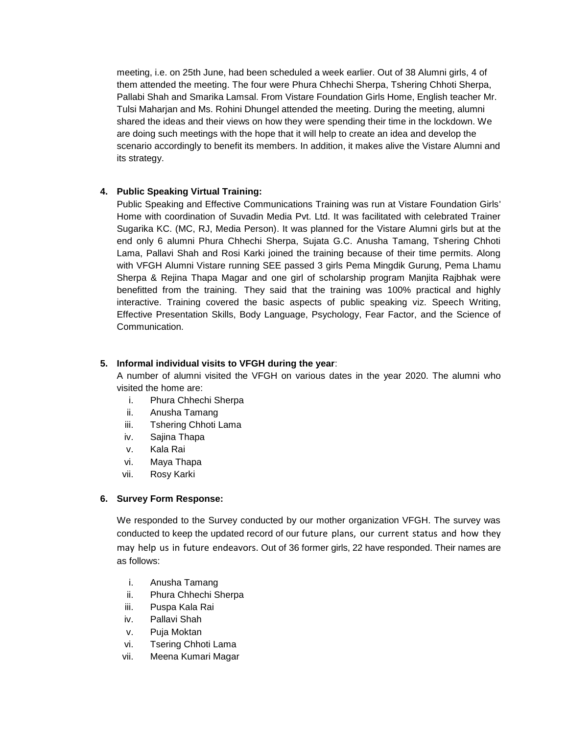meeting, i.e. on 25th June, had been scheduled a week earlier. Out of 38 Alumni girls, 4 of them attended the meeting. The four were Phura Chhechi Sherpa, Tshering Chhoti Sherpa, Pallabi Shah and Smarika Lamsal. From Vistare Foundation Girls Home, English teacher Mr. Tulsi Maharjan and Ms. Rohini Dhungel attended the meeting. During the meeting, alumni shared the ideas and their views on how they were spending their time in the lockdown. We are doing such meetings with the hope that it will help to create an idea and develop the scenario accordingly to benefit its members. In addition, it makes alive the Vistare Alumni and its strategy.

4. **Public Speaking Virtual Training:**

   Public Speaking and Effective Communications Training was run at Vistare Foundation Girls' Home with coordination of Suvadin Media Pvt. Ltd. It was facilitated with celebrated Trainer Sugarika KC. (MC, RJ, Media Person). It was planned for the Vistare Alumni girls but at the end only 6 alumni Phura Chhechi Sherpa, Sujata G.C. Anusha Tamang, Tshering Chhoti Lama, Pallavi Shah and Rosi Karki joined the training because of their time permits. Along with VFGH Alumni Vistare running SEE passed 3 girls Pema Mingdik Gurung, Pema Lhamu Sherpa & Rejina Thapa Magar and one girl of scholarship program Manjita Rajbhak were benefitted from the training. They said that the training was 100% practical and highly interactive. Training covered the basic aspects of public speaking viz. Speech Writing, Effective Presentation Skills, Body Language, Psychology, Fear Factor, and the Science of Communication.

5. **Informal individual visits to VFGH during the year**:

   A number of alumni visited the VFGH on various dates in the year 2020. The alumni who visited the home are:

   i. Phura Chhechi Sherpa
   ii. Anusha Tamang
   iii. Tshering Chhoti Lama
   iv. Sajina Thapa
   v. Kala Rai
   vi. Maya Thapa
   vii. Rosy Karki

6. **Survey Form Response:**

   We responded to the Survey conducted by our mother organization VFGH. The survey was conducted to keep the updated record of our future plans, our current status and how they may help us in future endeavors. Out of 36 former girls, 22 have responded. Their names are as follows:

   i. Anusha Tamang
   ii. Phura Chhechi Sherpa
   iii. Puspa Kala Rai
   iv. Pallavi Shah
   v. Puja Moktan
   vi. Tsering Chhoti Lama
   vii. Meena Kumari Magar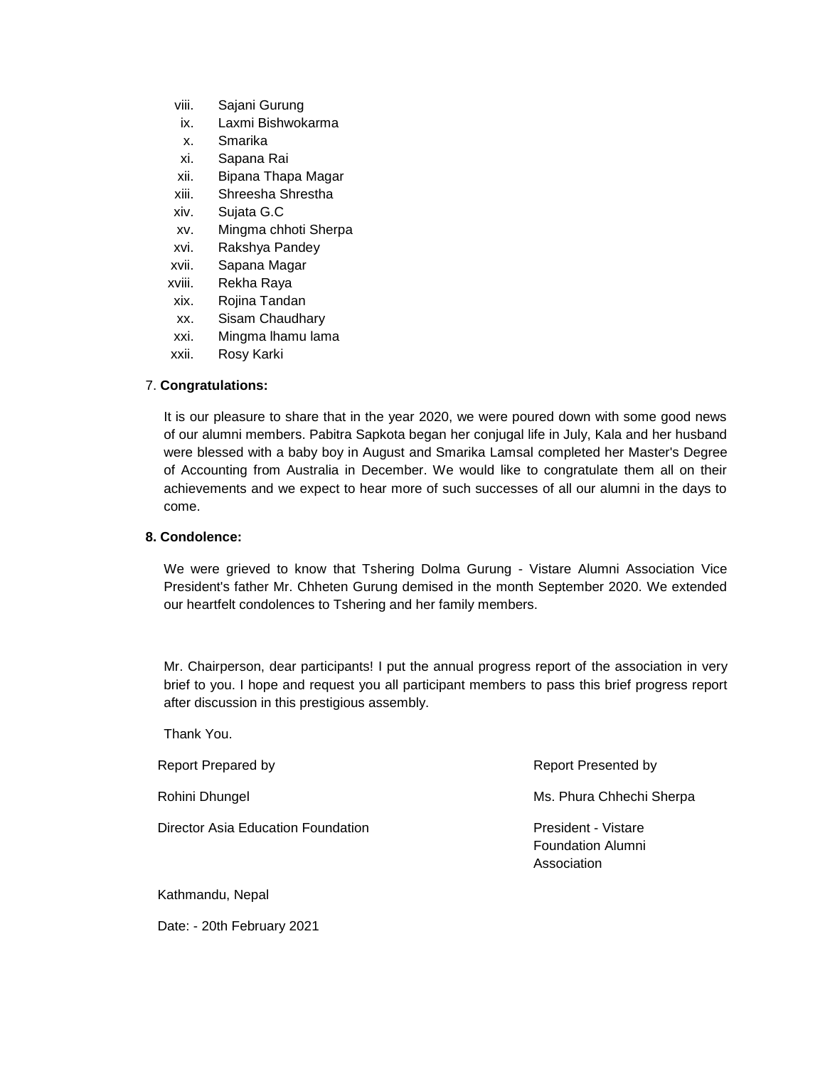viii. Sajani Gurung
ix. Laxmi Bishwokarma
x. Smarika
xi. Sapana Rai
xii. Bipana Thapa Magar
xiii. Shreesha Shrestha
xiv. Sujata G.C
xv. Mingma chhoti Sherpa
xvi. Rakshya Pandey
xvii. Sapana Magar
xviii. Rekha Raya
xix. Rojina Tandan
xx. Sisam Chaudhary
xxi. Mingma lhamu lama
xxii. Rosy Karki

7. **Congratulations:**

It is our pleasure to share that in the year 2020, we were poured down with some good news of our alumni members. Pabitra Sapkota began her conjugal life in July, Kala and her husband were blessed with a baby boy in August and Smarika Lamsal completed her Master's Degree of Accounting from Australia in December. We would like to congratulate them all on their achievements and we expect to hear more of such successes of all our alumni in the days to come.

**8. Condolence:**

We were grieved to know that Tshering Dolma Gurung - Vistare Alumni Association Vice President's father Mr. Chheten Gurung demised in the month September 2020. We extended our heartfelt condolences to Tshering and her family members.

Mr. Chairperson, dear participants! I put the annual progress report of the association in very brief to you. I hope and request you all participant members to pass this brief progress report after discussion in this prestigious assembly.

Thank You.

Report Prepared by

Rohini Dhungel

Director Asia Education Foundation

Report Presented by

Ms. Phura Chhechi Sherpa

President - Vistare Foundation Alumni Association

Kathmandu, Nepal

Date: - 20th February 2021